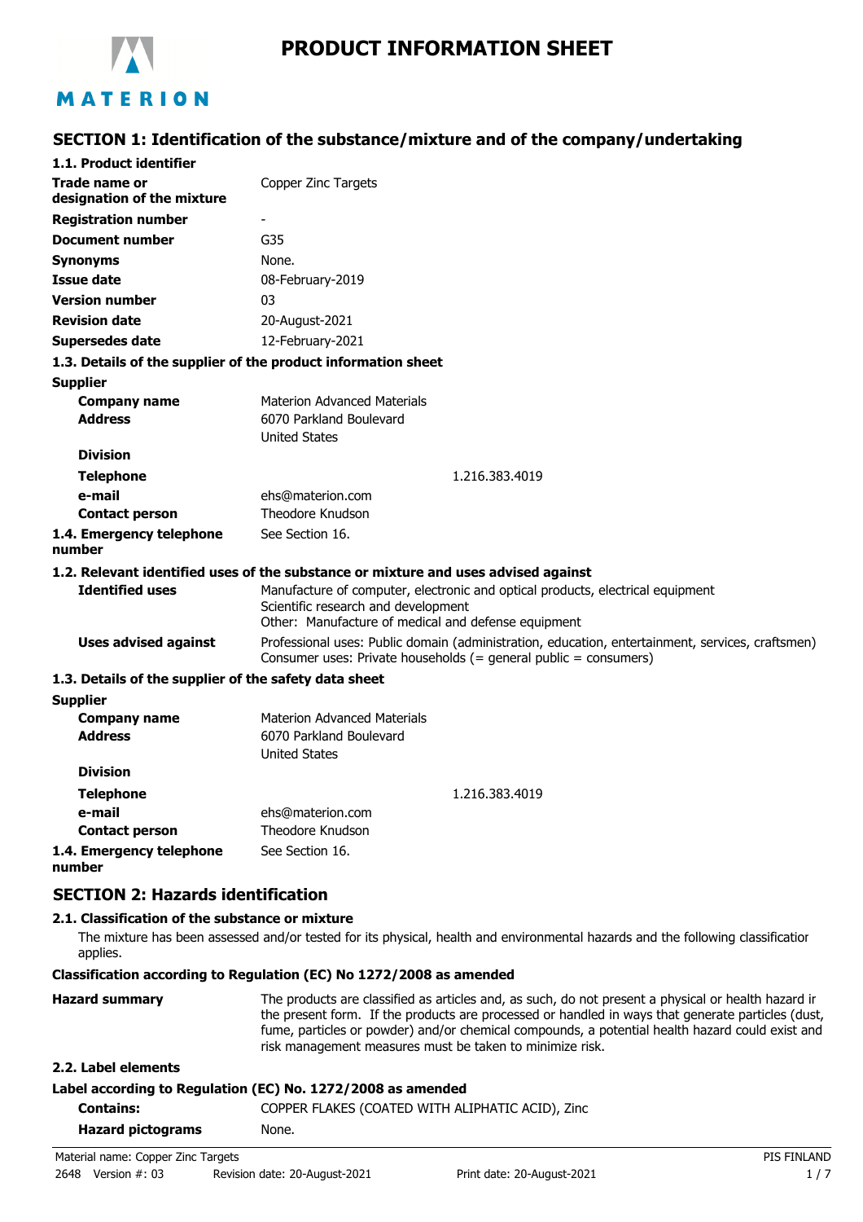# PRODUCT INFORMATION SHEET

## SECTION 1: Identification of the substance/mixture and of the company/undertaking

### 1.1. Product identifier

| | |
|---|---|
| **Trade name or designation of the mixture** | Copper Zinc Targets |
| **Registration number** | - |
| **Document number** | G35 |
| **Synonyms** | None. |
| **Issue date** | 08-February-2019 |
| **Version number** | 03 |
| **Revision date** | 20-August-2021 |
| **Supersedes date** | 12-February-2021 |

### 1.3. Details of the supplier of the product information sheet

**Supplier**

| | |
|---|---|
| **Company name** | Materion Advanced Materials |
| **Address** | 6070 Parkland Boulevard<br>United States |
| **Division** | |
| **Telephone** | 1.216.383.4019 |
| **e-mail** | ehs@materion.com |
| **Contact person** | Theodore Knudson |
| **1.4. Emergency telephone number** | See Section 16. |

### 1.2. Relevant identified uses of the substance or mixture and uses advised against

| | |
|---|---|
| **Identified uses** | Manufacture of computer, electronic and optical products, electrical equipment<br>Scientific research and development<br>Other: Manufacture of medical and defense equipment |
| **Uses advised against** | Professional uses: Public domain (administration, education, entertainment, services, craftsmen)<br>Consumer uses: Private households (= general public = consumers) |

### 1.3. Details of the supplier of the safety data sheet

**Supplier**

| | |
|---|---|
| **Company name** | Materion Advanced Materials |
| **Address** | 6070 Parkland Boulevard<br>United States |
| **Division** | |
| **Telephone** | 1.216.383.4019 |
| **e-mail** | ehs@materion.com |
| **Contact person** | Theodore Knudson |
| **1.4. Emergency telephone number** | See Section 16. |

## SECTION 2: Hazards identification

### 2.1. Classification of the substance or mixture

The mixture has been assessed and/or tested for its physical, health and environmental hazards and the following classificatior applies.

**Classification according to Regulation (EC) No 1272/2008 as amended**

| | |
|---|---|
| **Hazard summary** | The products are classified as articles and, as such, do not present a physical or health hazard ir the present form. If the products are processed or handled in ways that generate particles (dust, fume, particles or powder) and/or chemical compounds, a potential health hazard could exist and risk management measures must be taken to minimize risk. |

### 2.2. Label elements

**Label according to Regulation (EC) No. 1272/2008 as amended**

| | |
|---|---|
| **Contains:** | COPPER FLAKES (COATED WITH ALIPHATIC ACID), Zinc |
| **Hazard pictograms** | None. |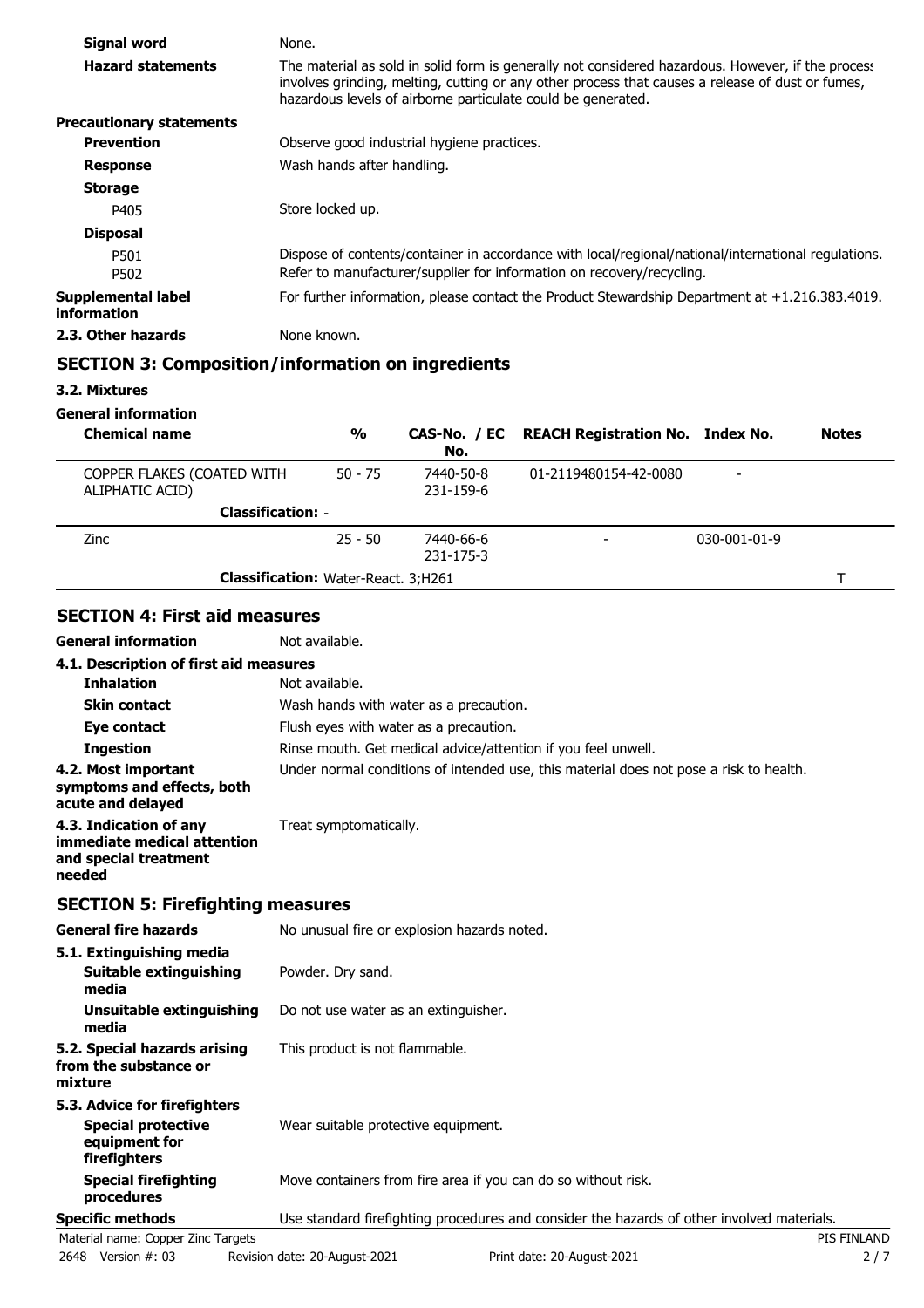| | |
|---|---|
| **Signal word** | None. |
| **Hazard statements** | The material as sold in solid form is generally not considered hazardous. However, if the process involves grinding, melting, cutting or any other process that causes a release of dust or fumes, hazardous levels of airborne particulate could be generated. |

**Precautionary statements**

| | |
|---|---|
| **Prevention** | Observe good industrial hygiene practices. |
| **Response** | Wash hands after handling. |
| **Storage** | |
| P405 | Store locked up. |
| **Disposal** | |
| P501 | Dispose of contents/container in accordance with local/regional/national/international regulations. |
| P502 | Refer to manufacturer/supplier for information on recovery/recycling. |
| **Supplemental label information** | For further information, please contact the Product Stewardship Department at +1.216.383.4019. |
| **2.3. Other hazards** | None known. |

## SECTION 3: Composition/information on ingredients

**3.2. Mixtures**

**General information**

| Chemical name | % | CAS-No. / EC No. | REACH Registration No. | Index No. | Notes |
|---|---|---|---|---|---|
| COPPER FLAKES (COATED WITH ALIPHATIC ACID) | 50 - 75 | 7440-50-8 231-159-6 | 01-2119480154-42-0080 | - | |
| **Classification:** - | | | | | |
| Zinc | 25 - 50 | 7440-66-6 231-175-3 | - | 030-001-01-9 | |
| **Classification:** Water-React. 3;H261 | | | | | T |

## SECTION 4: First aid measures

| | |
|---|---|
| **General information** | Not available. |
| **4.1. Description of first aid measures** | |
| **Inhalation** | Not available. |
| **Skin contact** | Wash hands with water as a precaution. |
| **Eye contact** | Flush eyes with water as a precaution. |
| **Ingestion** | Rinse mouth. Get medical advice/attention if you feel unwell. |
| **4.2. Most important symptoms and effects, both acute and delayed** | Under normal conditions of intended use, this material does not pose a risk to health. |
| **4.3. Indication of any immediate medical attention and special treatment needed** | Treat symptomatically. |

## SECTION 5: Firefighting measures

| | |
|---|---|
| **General fire hazards** | No unusual fire or explosion hazards noted. |
| **5.1. Extinguishing media** | |
| **Suitable extinguishing media** | Powder. Dry sand. |
| **Unsuitable extinguishing media** | Do not use water as an extinguisher. |
| **5.2. Special hazards arising from the substance or mixture** | This product is not flammable. |
| **5.3. Advice for firefighters** | |
| **Special protective equipment for firefighters** | Wear suitable protective equipment. |
| **Special firefighting procedures** | Move containers from fire area if you can do so without risk. |
| **Specific methods** | Use standard firefighting procedures and consider the hazards of other involved materials. |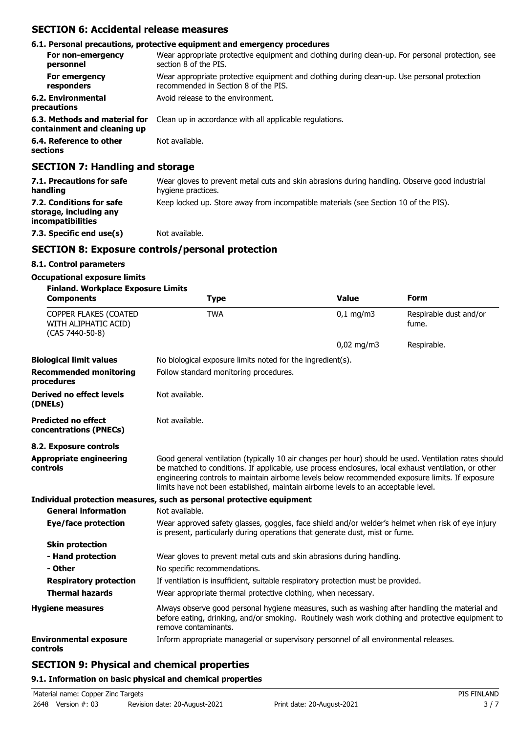## SECTION 6: Accidental release measures

### 6.1. Personal precautions, protective equipment and emergency procedures

| | |
|---|---|
| **For non-emergency personnel** | Wear appropriate protective equipment and clothing during clean-up. For personal protection, see section 8 of the PIS. |
| **For emergency responders** | Wear appropriate protective equipment and clothing during clean-up. Use personal protection recommended in Section 8 of the PIS. |
| **6.2. Environmental precautions** | Avoid release to the environment. |
| **6.3. Methods and material for containment and cleaning up** | Clean up in accordance with all applicable regulations. |
| **6.4. Reference to other sections** | Not available. |

## SECTION 7: Handling and storage

| | |
|---|---|
| **7.1. Precautions for safe handling** | Wear gloves to prevent metal cuts and skin abrasions during handling. Observe good industrial hygiene practices. |
| **7.2. Conditions for safe storage, including any incompatibilities** | Keep locked up. Store away from incompatible materials (see Section 10 of the PIS). |
| **7.3. Specific end use(s)** | Not available. |

## SECTION 8: Exposure controls/personal protection

### 8.1. Control parameters

**Occupational exposure limits**

**Finland. Workplace Exposure Limits**

| Components | Type | Value | Form |
|---|---|---|---|
| COPPER FLAKES (COATED WITH ALIPHATIC ACID) (CAS 7440-50-8) | TWA | 0,1 mg/m3 | Respirable dust and/or fume. |
| | | 0,02 mg/m3 | Respirable. |

| | |
|---|---|
| **Biological limit values** | No biological exposure limits noted for the ingredient(s). |
| **Recommended monitoring procedures** | Follow standard monitoring procedures. |
| **Derived no effect levels (DNELs)** | Not available. |
| **Predicted no effect concentrations (PNECs)** | Not available. |

### 8.2. Exposure controls

| | |
|---|---|
| **Appropriate engineering controls** | Good general ventilation (typically 10 air changes per hour) should be used. Ventilation rates should be matched to conditions. If applicable, use process enclosures, local exhaust ventilation, or other engineering controls to maintain airborne levels below recommended exposure limits. If exposure limits have not been established, maintain airborne levels to an acceptable level. |

**Individual protection measures, such as personal protective equipment**

| | |
|---|---|
| **General information** | Not available. |
| **Eye/face protection** | Wear approved safety glasses, goggles, face shield and/or welder's helmet when risk of eye injury is present, particularly during operations that generate dust, mist or fume. |
| **Skin protection** | |
| **- Hand protection** | Wear gloves to prevent metal cuts and skin abrasions during handling. |
| **- Other** | No specific recommendations. |
| **Respiratory protection** | If ventilation is insufficient, suitable respiratory protection must be provided. |
| **Thermal hazards** | Wear appropriate thermal protective clothing, when necessary. |
| **Hygiene measures** | Always observe good personal hygiene measures, such as washing after handling the material and before eating, drinking, and/or smoking. Routinely wash work clothing and protective equipment to remove contaminants. |
| **Environmental exposure controls** | Inform appropriate managerial or supervisory personnel of all environmental releases. |

## SECTION 9: Physical and chemical properties

### 9.1. Information on basic physical and chemical properties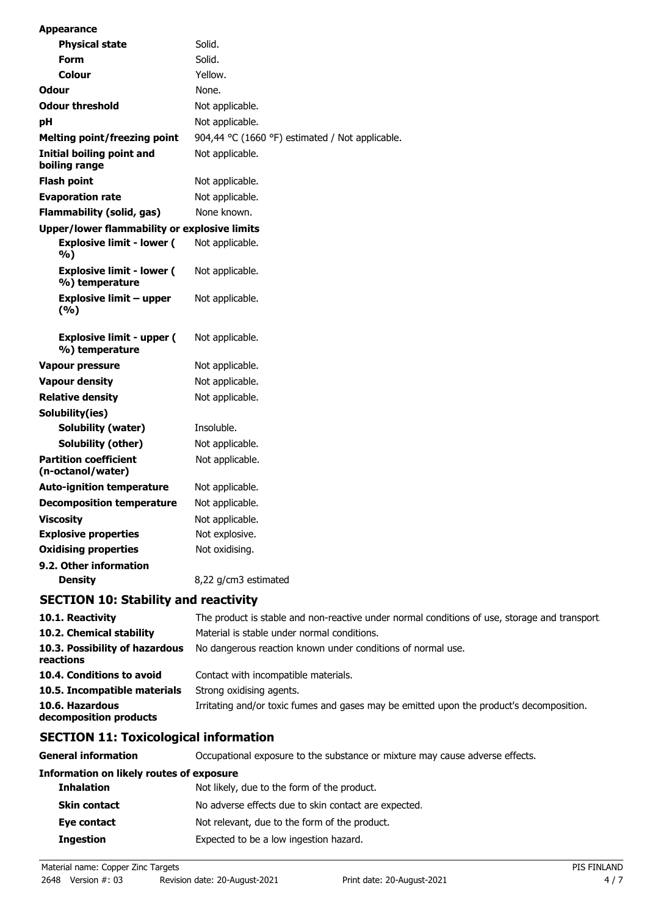**Appearance**

| | |
|---|---|
| **Physical state** | Solid. |
| **Form** | Solid. |
| **Colour** | Yellow. |
| **Odour** | None. |
| **Odour threshold** | Not applicable. |
| **pH** | Not applicable. |
| **Melting point/freezing point** | 904,44 °C (1660 °F) estimated / Not applicable. |
| **Initial boiling point and boiling range** | Not applicable. |
| **Flash point** | Not applicable. |
| **Evaporation rate** | Not applicable. |
| **Flammability (solid, gas)** | None known. |
| **Upper/lower flammability or explosive limits** | |
| **Explosive limit - lower ( %)** | Not applicable. |
| **Explosive limit - lower ( %) temperature** | Not applicable. |
| **Explosive limit – upper (%)** | Not applicable. |
| **Explosive limit - upper ( %) temperature** | Not applicable. |
| **Vapour pressure** | Not applicable. |
| **Vapour density** | Not applicable. |
| **Relative density** | Not applicable. |
| **Solubility(ies)** | |
| **Solubility (water)** | Insoluble. |
| **Solubility (other)** | Not applicable. |
| **Partition coefficient (n-octanol/water)** | Not applicable. |
| **Auto-ignition temperature** | Not applicable. |
| **Decomposition temperature** | Not applicable. |
| **Viscosity** | Not applicable. |
| **Explosive properties** | Not explosive. |
| **Oxidising properties** | Not oxidising. |
| **9.2. Other information** | |
| **Density** | 8,22 g/cm3 estimated |

## SECTION 10: Stability and reactivity

| | |
|---|---|
| **10.1. Reactivity** | The product is stable and non-reactive under normal conditions of use, storage and transport. |
| **10.2. Chemical stability** | Material is stable under normal conditions. |
| **10.3. Possibility of hazardous reactions** | No dangerous reaction known under conditions of normal use. |
| **10.4. Conditions to avoid** | Contact with incompatible materials. |
| **10.5. Incompatible materials** | Strong oxidising agents. |
| **10.6. Hazardous decomposition products** | Irritating and/or toxic fumes and gases may be emitted upon the product's decomposition. |

## SECTION 11: Toxicological information

| | |
|---|---|
| **General information** | Occupational exposure to the substance or mixture may cause adverse effects. |
| **Information on likely routes of exposure** | |
| **Inhalation** | Not likely, due to the form of the product. |
| **Skin contact** | No adverse effects due to skin contact are expected. |
| **Eye contact** | Not relevant, due to the form of the product. |
| **Ingestion** | Expected to be a low ingestion hazard. |

Material name: Copper Zinc Targets
2648 Version #: 03 Revision date: 20-August-2021 Print date: 20-August-2021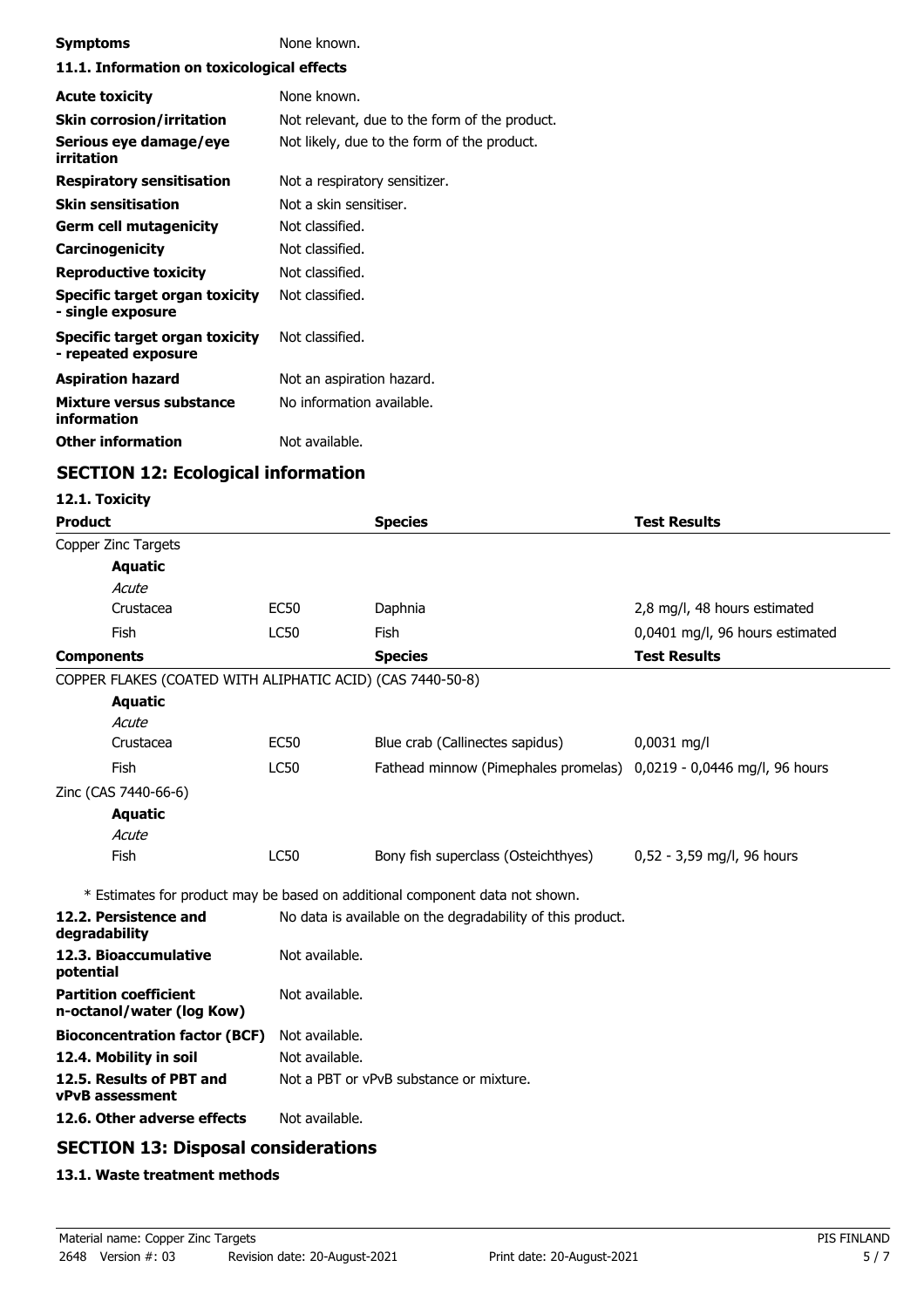| | |
|---|---|
| **Symptoms** | None known. |

### 11.1. Information on toxicological effects

| | |
|---|---|
| **Acute toxicity** | None known. |
| **Skin corrosion/irritation** | Not relevant, due to the form of the product. |
| **Serious eye damage/eye irritation** | Not likely, due to the form of the product. |
| **Respiratory sensitisation** | Not a respiratory sensitizer. |
| **Skin sensitisation** | Not a skin sensitiser. |
| **Germ cell mutagenicity** | Not classified. |
| **Carcinogenicity** | Not classified. |
| **Reproductive toxicity** | Not classified. |
| **Specific target organ toxicity - single exposure** | Not classified. |
| **Specific target organ toxicity - repeated exposure** | Not classified. |
| **Aspiration hazard** | Not an aspiration hazard. |
| **Mixture versus substance information** | No information available. |
| **Other information** | Not available. |

## SECTION 12: Ecological information

### 12.1. Toxicity

| **Product** | | **Species** | **Test Results** |
|---|---|---|---|
| Copper Zinc Targets | | | |
| **Aquatic** | | | |
| *Acute* | | | |
| Crustacea | EC50 | Daphnia | 2,8 mg/l, 48 hours estimated |
| Fish | LC50 | Fish | 0,0401 mg/l, 96 hours estimated |
| **Components** | | **Species** | **Test Results** |
| COPPER FLAKES (COATED WITH ALIPHATIC ACID) (CAS 7440-50-8) | | | |
| **Aquatic** | | | |
| *Acute* | | | |
| Crustacea | EC50 | Blue crab (Callinectes sapidus) | 0,0031 mg/l |
| Fish | LC50 | Fathead minnow (Pimephales promelas) | 0,0219 - 0,0446 mg/l, 96 hours |
| Zinc (CAS 7440-66-6) | | | |
| **Aquatic** | | | |
| *Acute* | | | |
| Fish | LC50 | Bony fish superclass (Osteichthyes) | 0,52 - 3,59 mg/l, 96 hours |

* Estimates for product may be based on additional component data not shown.

| | |
|---|---|
| **12.2. Persistence and degradability** | No data is available on the degradability of this product. |
| **12.3. Bioaccumulative potential** | Not available. |
| **Partition coefficient n-octanol/water (log Kow)** | Not available. |
| **Bioconcentration factor (BCF)** | Not available. |
| **12.4. Mobility in soil** | Not available. |
| **12.5. Results of PBT and vPvB assessment** | Not a PBT or vPvB substance or mixture. |
| **12.6. Other adverse effects** | Not available. |

## SECTION 13: Disposal considerations

### 13.1. Waste treatment methods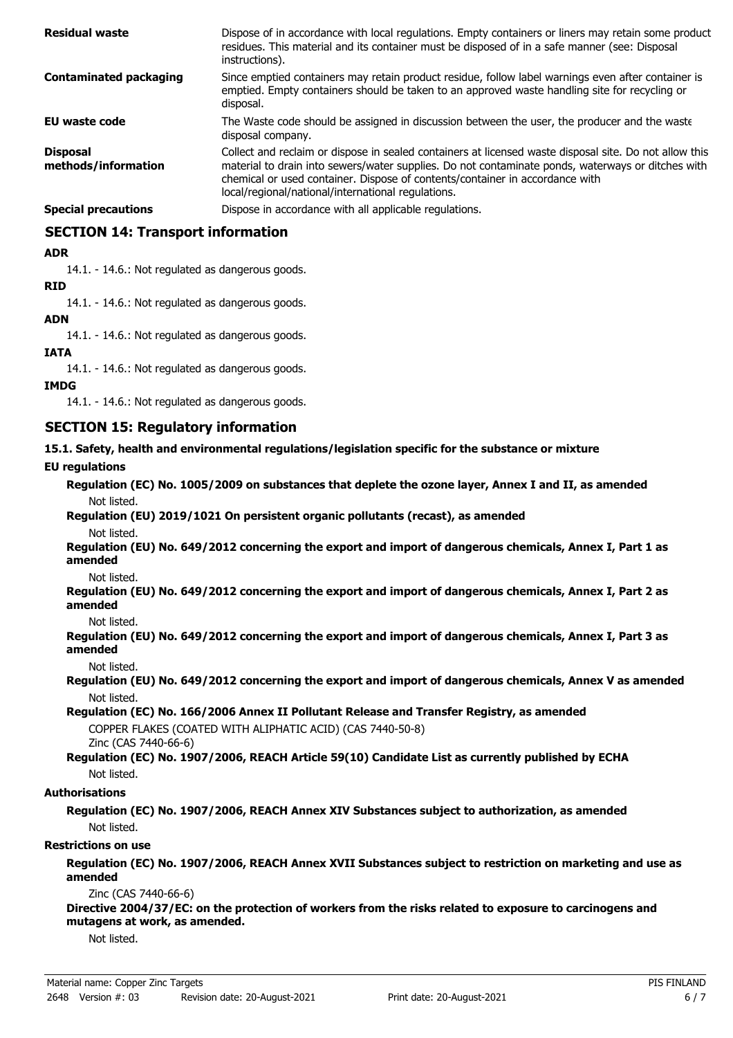| | |
|---|---|
| **Residual waste** | Dispose of in accordance with local regulations. Empty containers or liners may retain some product residues. This material and its container must be disposed of in a safe manner (see: Disposal instructions). |
| **Contaminated packaging** | Since emptied containers may retain product residue, follow label warnings even after container is emptied. Empty containers should be taken to an approved waste handling site for recycling or disposal. |
| **EU waste code** | The Waste code should be assigned in discussion between the user, the producer and the waste disposal company. |
| **Disposal methods/information** | Collect and reclaim or dispose in sealed containers at licensed waste disposal site. Do not allow this material to drain into sewers/water supplies. Do not contaminate ponds, waterways or ditches with chemical or used container. Dispose of contents/container in accordance with local/regional/national/international regulations. |
| **Special precautions** | Dispose in accordance with all applicable regulations. |

## SECTION 14: Transport information

**ADR**

14.1. - 14.6.: Not regulated as dangerous goods.

**RID**

14.1. - 14.6.: Not regulated as dangerous goods.

**ADN**

14.1. - 14.6.: Not regulated as dangerous goods.

**IATA**

14.1. - 14.6.: Not regulated as dangerous goods.

**IMDG**

14.1. - 14.6.: Not regulated as dangerous goods.

## SECTION 15: Regulatory information

**15.1. Safety, health and environmental regulations/legislation specific for the substance or mixture**

**EU regulations**

**Regulation (EC) No. 1005/2009 on substances that deplete the ozone layer, Annex I and II, as amended**

Not listed.

**Regulation (EU) 2019/1021 On persistent organic pollutants (recast), as amended**

Not listed.

**Regulation (EU) No. 649/2012 concerning the export and import of dangerous chemicals, Annex I, Part 1 as amended**

Not listed.

**Regulation (EU) No. 649/2012 concerning the export and import of dangerous chemicals, Annex I, Part 2 as amended**

Not listed.

**Regulation (EU) No. 649/2012 concerning the export and import of dangerous chemicals, Annex I, Part 3 as amended**

Not listed.

**Regulation (EU) No. 649/2012 concerning the export and import of dangerous chemicals, Annex V as amended**

Not listed.

**Regulation (EC) No. 166/2006 Annex II Pollutant Release and Transfer Registry, as amended**

COPPER FLAKES (COATED WITH ALIPHATIC ACID) (CAS 7440-50-8)
Zinc (CAS 7440-66-6)

**Regulation (EC) No. 1907/2006, REACH Article 59(10) Candidate List as currently published by ECHA**

Not listed.

**Authorisations**

**Regulation (EC) No. 1907/2006, REACH Annex XIV Substances subject to authorization, as amended**

Not listed.

**Restrictions on use**

**Regulation (EC) No. 1907/2006, REACH Annex XVII Substances subject to restriction on marketing and use as amended**

Zinc (CAS 7440-66-6)

**Directive 2004/37/EC: on the protection of workers from the risks related to exposure to carcinogens and mutagens at work, as amended.**

Not listed.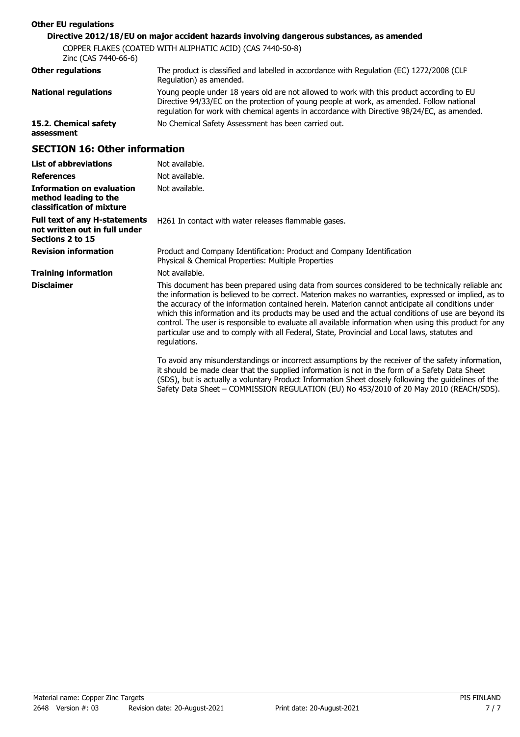**Other EU regulations**

**Directive 2012/18/EU on major accident hazards involving dangerous substances, as amended**

COPPER FLAKES (COATED WITH ALIPHATIC ACID) (CAS 7440-50-8)
Zinc (CAS 7440-66-6)

| | |
|---|---|
| **Other regulations** | The product is classified and labelled in accordance with Regulation (EC) 1272/2008 (CLP Regulation) as amended. |
| **National regulations** | Young people under 18 years old are not allowed to work with this product according to EU Directive 94/33/EC on the protection of young people at work, as amended. Follow national regulation for work with chemical agents in accordance with Directive 98/24/EC, as amended. |
| **15.2. Chemical safety assessment** | No Chemical Safety Assessment has been carried out. |

## SECTION 16: Other information

| | |
|---|---|
| **List of abbreviations** | Not available. |
| **References** | Not available. |
| **Information on evaluation method leading to the classification of mixture** | Not available. |
| **Full text of any H-statements not written out in full under Sections 2 to 15** | H261 In contact with water releases flammable gases. |
| **Revision information** | Product and Company Identification: Product and Company Identification<br>Physical & Chemical Properties: Multiple Properties |
| **Training information** | Not available. |
| **Disclaimer** | This document has been prepared using data from sources considered to be technically reliable and the information is believed to be correct. Materion makes no warranties, expressed or implied, as to the accuracy of the information contained herein. Materion cannot anticipate all conditions under which this information and its products may be used and the actual conditions of use are beyond its control. The user is responsible to evaluate all available information when using this product for any particular use and to comply with all Federal, State, Provincial and Local laws, statutes and regulations.<br><br>To avoid any misunderstandings or incorrect assumptions by the receiver of the safety information, it should be made clear that the supplied information is not in the form of a Safety Data Sheet (SDS), but is actually a voluntary Product Information Sheet closely following the guidelines of the Safety Data Sheet – COMMISSION REGULATION (EU) No 453/2010 of 20 May 2010 (REACH/SDS). |